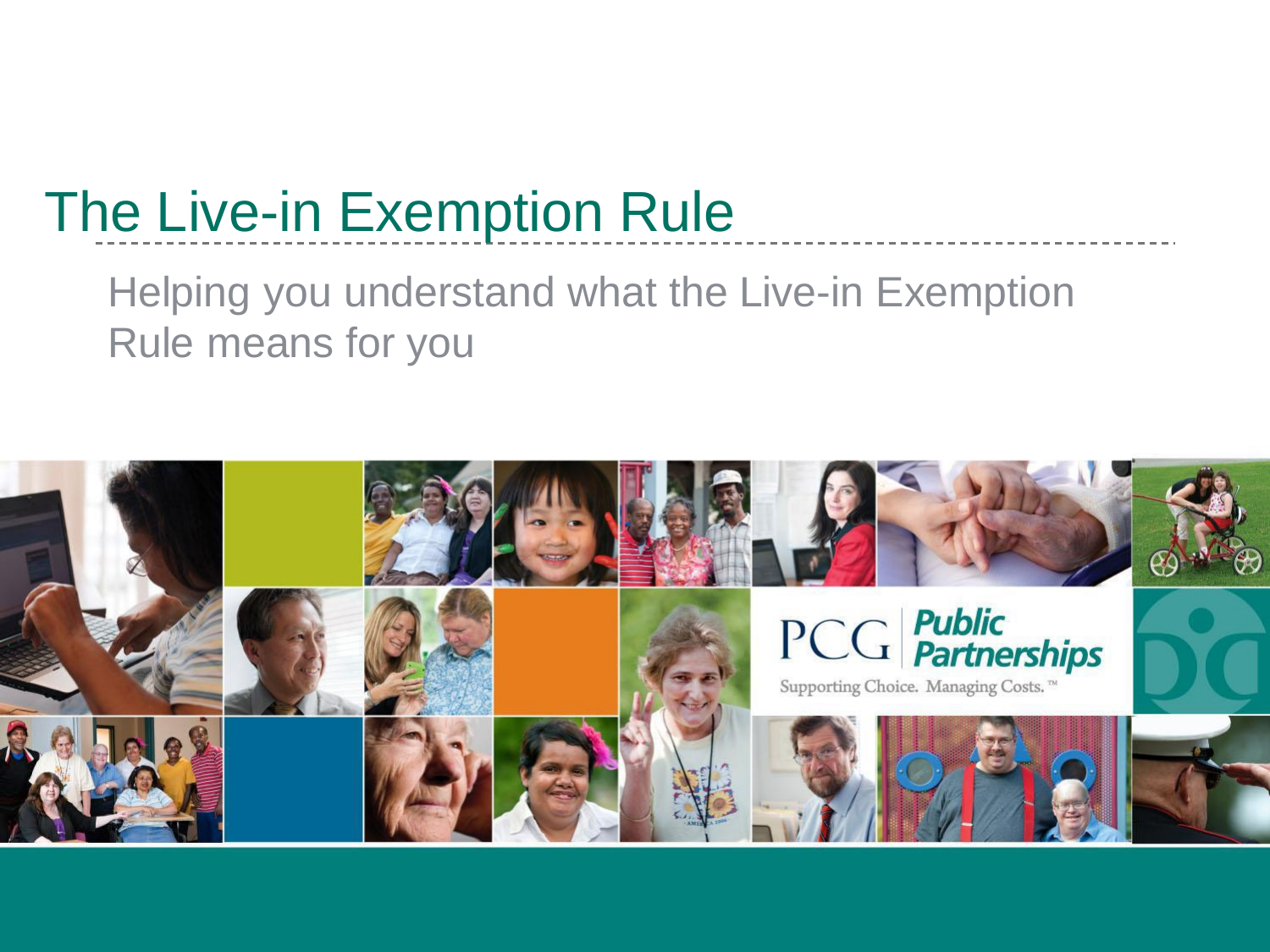# The Live-in Exemption Rule

Helping you understand what the Live-in Exemption Rule means for you

PCG Public Partnerships

Supporting Choice. Managing Costs.™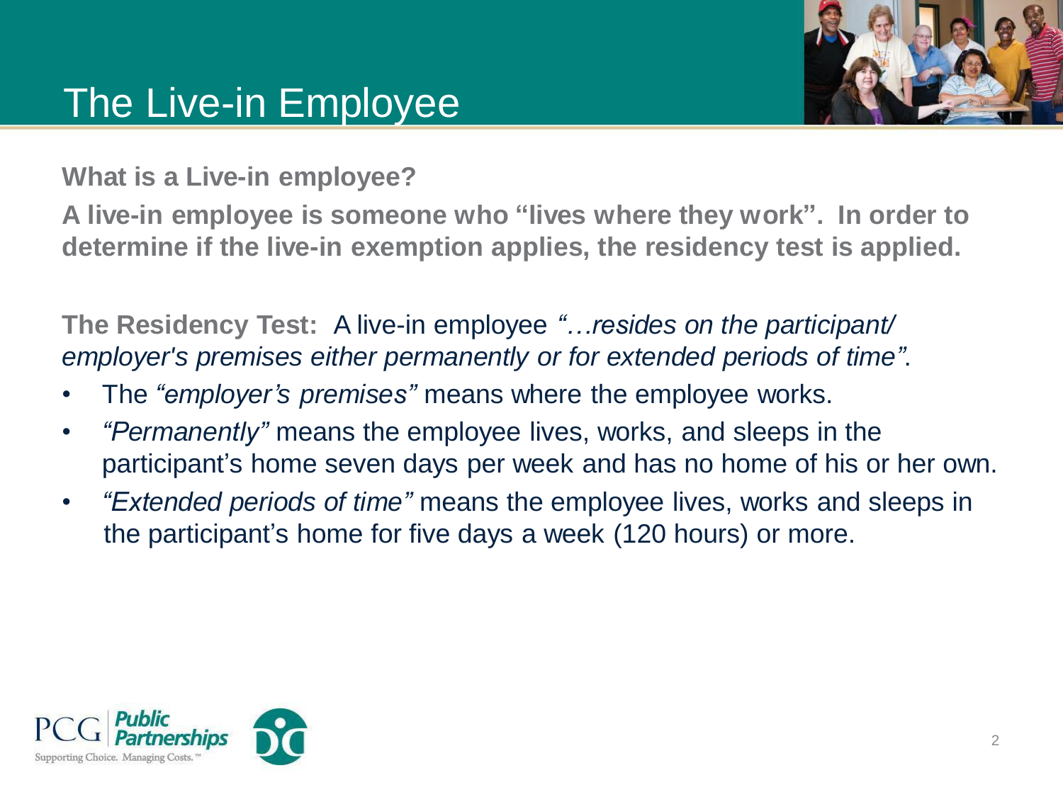# The Live-in Employee

**What is a Live-in employee?**

**A live-in employee is someone who "lives where they work". In order to determine if the live-in exemption applies, the residency test is applied.**

**The Residency Test:** A live-in employee *"…resides on the participant/ employer's premises either permanently or for extended periods of time"*.

- The *"employer's premises"* means where the employee works.
- *"Permanently"* means the employee lives, works, and sleeps in the participant's home seven days per week and has no home of his or her own.
- *"Extended periods of time"* means the employee lives, works and sleeps in the participant's home for five days a week (120 hours) or more.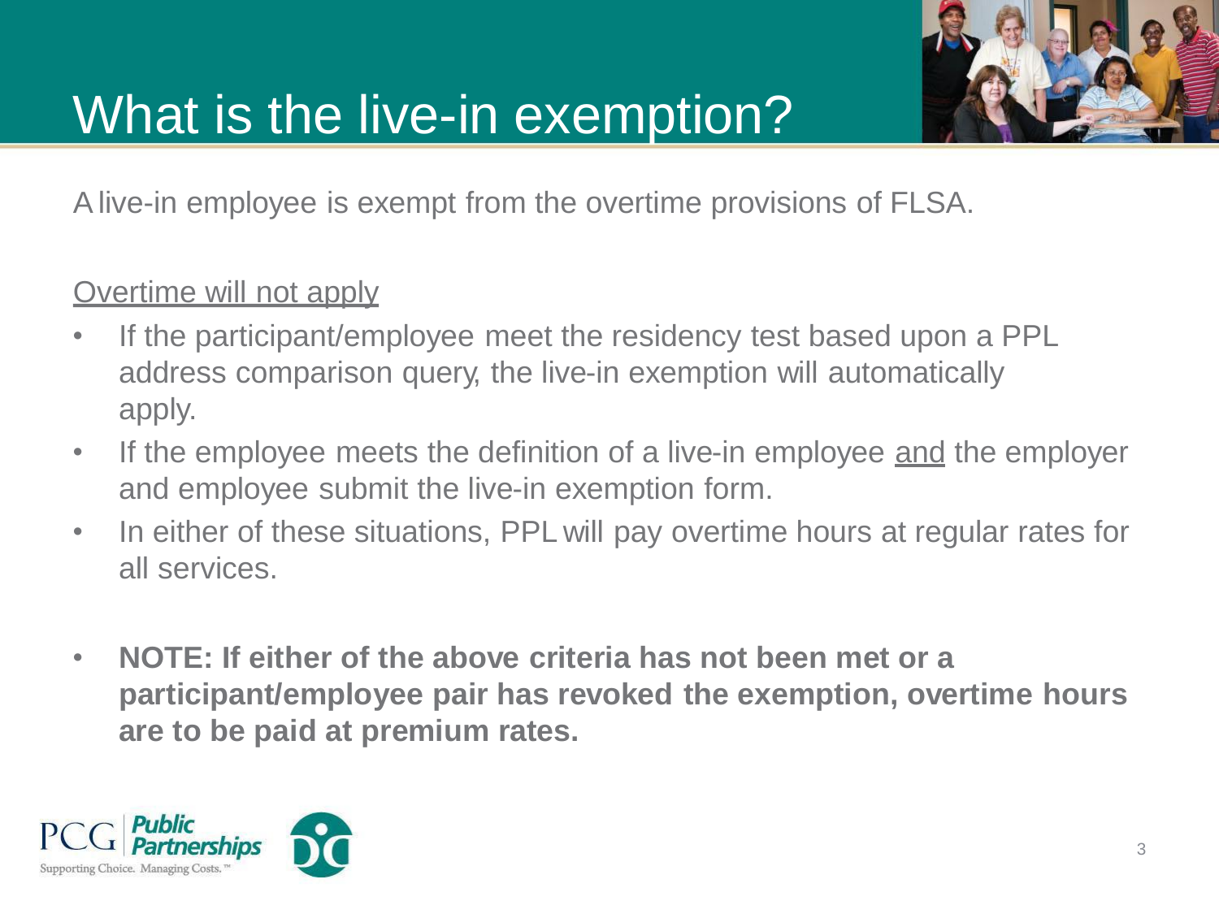# What is the live-in exemption?

A live-in employee is exempt from the overtime provisions of FLSA.

Overtime will not apply

- If the participant/employee meet the residency test based upon a PPL address comparison query, the live-in exemption will automatically apply.
- If the employee meets the definition of a live-in employee and the employer and employee submit the live-in exemption form.
- In either of these situations, PPL will pay overtime hours at regular rates for all services.

- **NOTE: If either of the above criteria has not been met or a participant/employee pair has revoked the exemption, overtime hours are to be paid at premium rates.**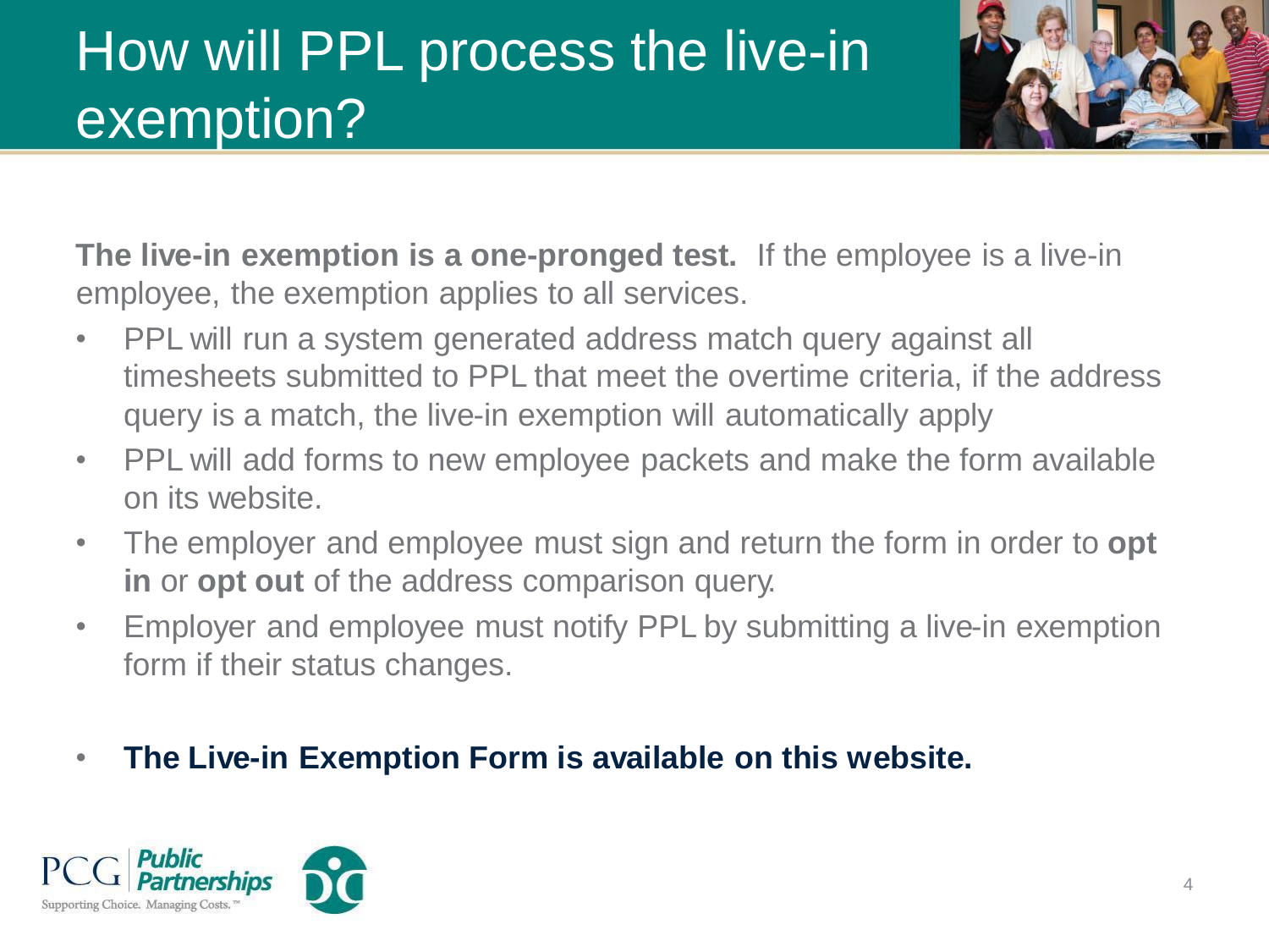# How will PPL process the live-in exemption?

**The live-in exemption is a one-pronged test.** If the employee is a live-in employee, the exemption applies to all services.

- PPL will run a system generated address match query against all timesheets submitted to PPL that meet the overtime criteria, if the address query is a match, the live-in exemption will automatically apply
- PPL will add forms to new employee packets and make the form available on its website.
- The employer and employee must sign and return the form in order to **opt in** or **opt out** of the address comparison query.
- Employer and employee must notify PPL by submitting a live-in exemption form if their status changes.

- **The Live-in Exemption Form is available on this website.**

PCG Public Partnerships
Supporting Choice. Managing Costs.™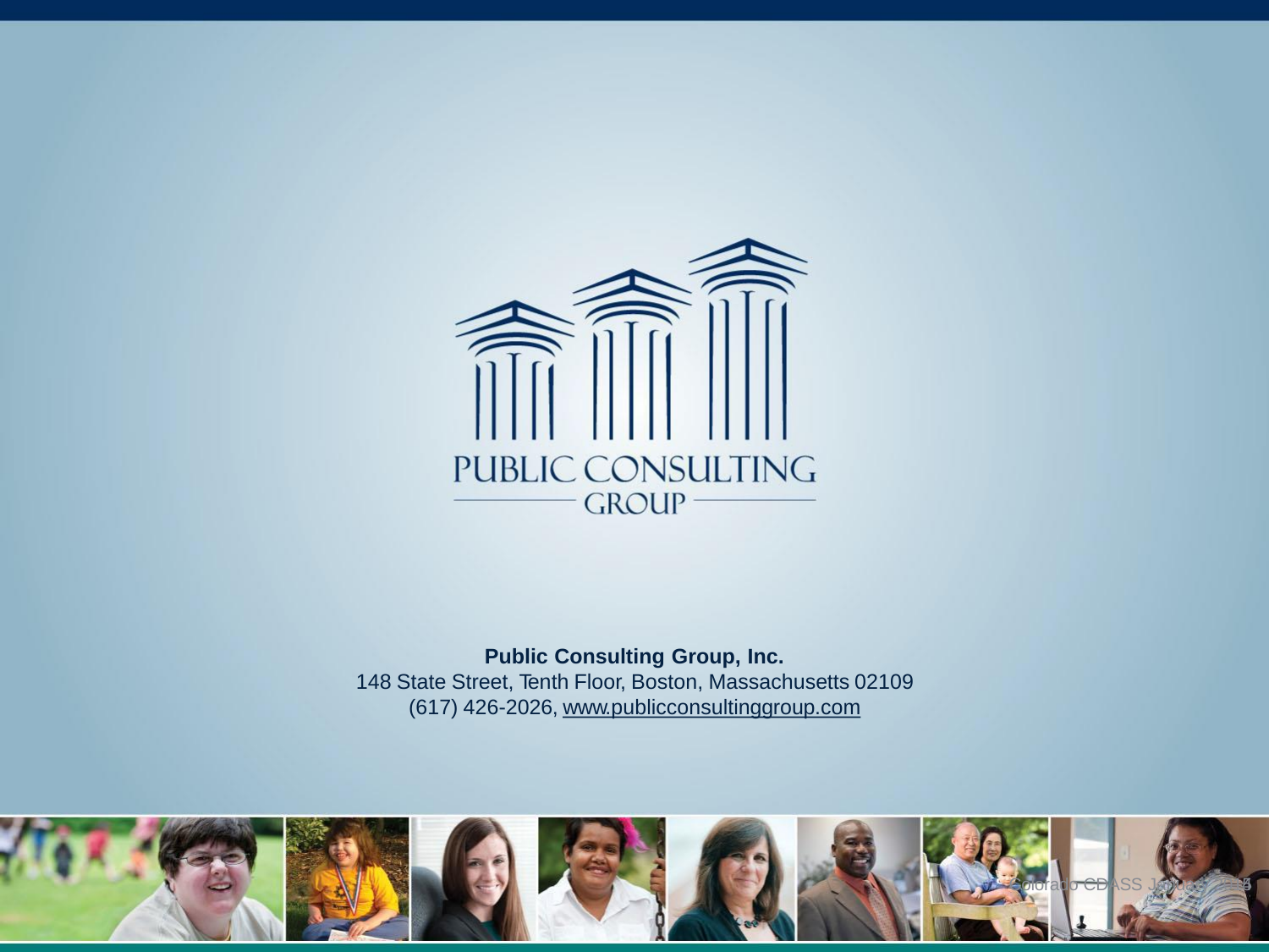PUBLIC CONSULTING GROUP

**Public Consulting Group, Inc.**
148 State Street, Tenth Floor, Boston, Massachusetts 02109
(617) 426-2026, www.publicconsultinggroup.com